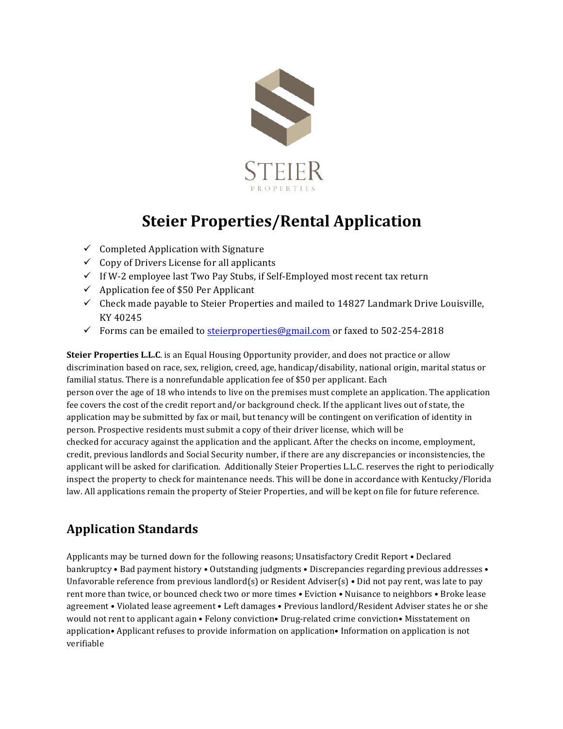STEIER

PROPERTIES

# Steier Properties/Rental Application

- ✓ Completed Application with Signature
- ✓ Copy of Drivers License for all applicants
- ✓ If W-2 employee last Two Pay Stubs, if Self-Employed most recent tax return
- ✓ Application fee of $50 Per Applicant
- ✓ Check made payable to Steier Properties and mailed to 14827 Landmark Drive Louisville, KY 40245
- ✓ Forms can be emailed to steierproperties@gmail.com or faxed to 502-254-2818

**Steier Properties L.L.C**. is an Equal Housing Opportunity provider, and does not practice or allow discrimination based on race, sex, religion, creed, age, handicap/disability, national origin, marital status or familial status. There is a nonrefundable application fee of $50 per applicant. Each person over the age of 18 who intends to live on the premises must complete an application. The application fee covers the cost of the credit report and/or background check. If the applicant lives out of state, the application may be submitted by fax or mail, but tenancy will be contingent on verification of identity in person. Prospective residents must submit a copy of their driver license, which will be checked for accuracy against the application and the applicant. After the checks on income, employment, credit, previous landlords and Social Security number, if there are any discrepancies or inconsistencies, the applicant will be asked for clarification. Additionally Steier Properties L.L.C. reserves the right to periodically inspect the property to check for maintenance needs. This will be done in accordance with Kentucky/Florida law. All applications remain the property of Steier Properties, and will be kept on file for future reference.

## Application Standards

Applicants may be turned down for the following reasons; Unsatisfactory Credit Report • Declared bankruptcy • Bad payment history • Outstanding judgments • Discrepancies regarding previous addresses • Unfavorable reference from previous landlord(s) or Resident Adviser(s) • Did not pay rent, was late to pay rent more than twice, or bounced check two or more times • Eviction • Nuisance to neighbors • Broke lease agreement • Violated lease agreement • Left damages • Previous landlord/Resident Adviser states he or she would not rent to applicant again • Felony conviction• Drug-related crime conviction• Misstatement on application• Applicant refuses to provide information on application• Information on application is not verifiable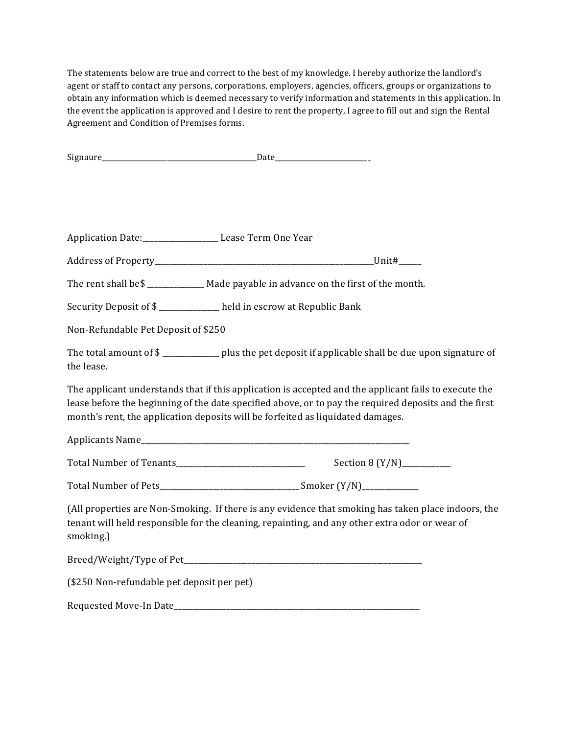The statements below are true and correct to the best of my knowledge. I hereby authorize the landlord's agent or staff to contact any persons, corporations, employers, agencies, officers, groups or organizations to obtain any information which is deemed necessary to verify information and statements in this application. In the event the application is approved and I desire to rent the property, I agree to fill out and sign the Rental Agreement and Condition of Premises forms.

Signaure_____________________________________________Date___________________________

Application Date:____________________ Lease Term One Year

Address of Property______________________________________________________________Unit#______

The rent shall be$ _______________ Made payable in advance on the first of the month.

Security Deposit of $ ________________ held in escrow at Republic Bank

Non-Refundable Pet Deposit of $250

The total amount of $ _______________ plus the pet deposit if applicable shall be due upon signature of the lease.

The applicant understands that if this application is accepted and the applicant fails to execute the lease before the beginning of the date specified above, or to pay the required deposits and the first month's rent, the application deposits will be forfeited as liquidated damages.

Applicants Name__________________________________________________________________________

Total Number of Tenants____________________________________ Section 8 (Y/N)_____________

Total Number of Pets_______________________________________Smoker (Y/N)_______________

(All properties are Non-Smoking. If there is any evidence that smoking has taken place indoors, the tenant will held responsible for the cleaning, repainting, and any other extra odor or wear of smoking.)

Breed/Weight/Type of Pet_____________________________________________________________________

($250 Non-refundable pet deposit per pet)

Requested Move-In Date_______________________________________________________________________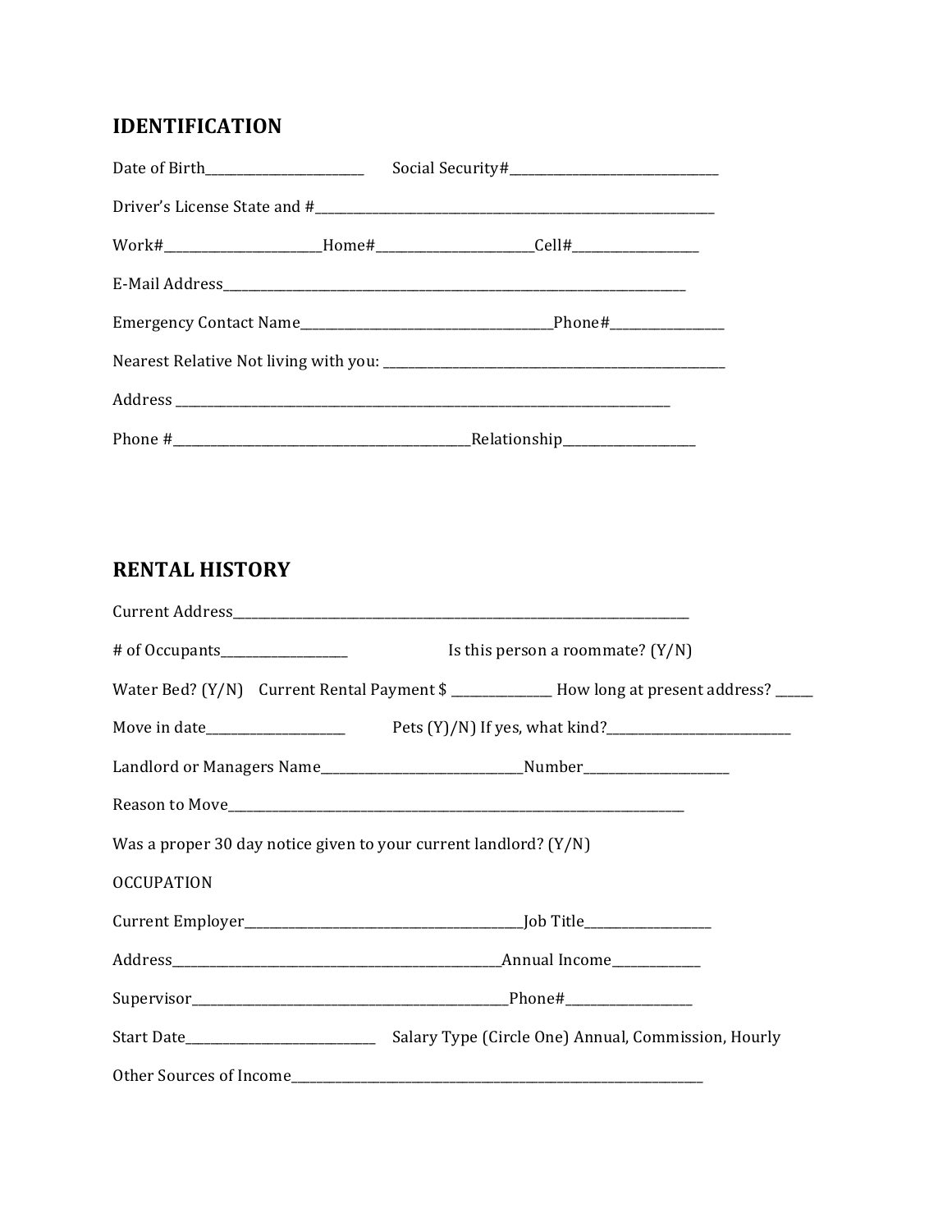## IDENTIFICATION

Date of Birth_________________________ Social Security#_________________________________

Driver's License State and #_________________________________________________________________

Work#________________________Home#________________________Cell#___________________

E-Mail Address___________________________________________________________________________

Emergency Contact Name________________________________________Phone#_________________

Nearest Relative Not living with you: _______________________________________________________

Address _________________________________________________________________________________

Phone #_______________________________________________Relationship____________________

## RENTAL HISTORY

Current Address__________________________________________________________________________

# of Occupants___________________ Is this person a roommate? (Y/N)

Water Bed? (Y/N) Current Rental Payment $ ________________ How long at present address? ______

Move in date_____________________ Pets (Y)/N) If yes, what kind?_____________________________

Landlord or Managers Name________________________________Number______________________

Reason to Move___________________________________________________________________________

Was a proper 30 day notice given to your current landlord? (Y/N)

OCCUPATION

Current Employer____________________________________________Job Title___________________

Address____________________________________________________Annual Income_____________

Supervisor__________________________________________________Phone#___________________

Start Date_____________________________ Salary Type (Circle One) Annual, Commission, Hourly

Other Sources of Income__________________________________________________________________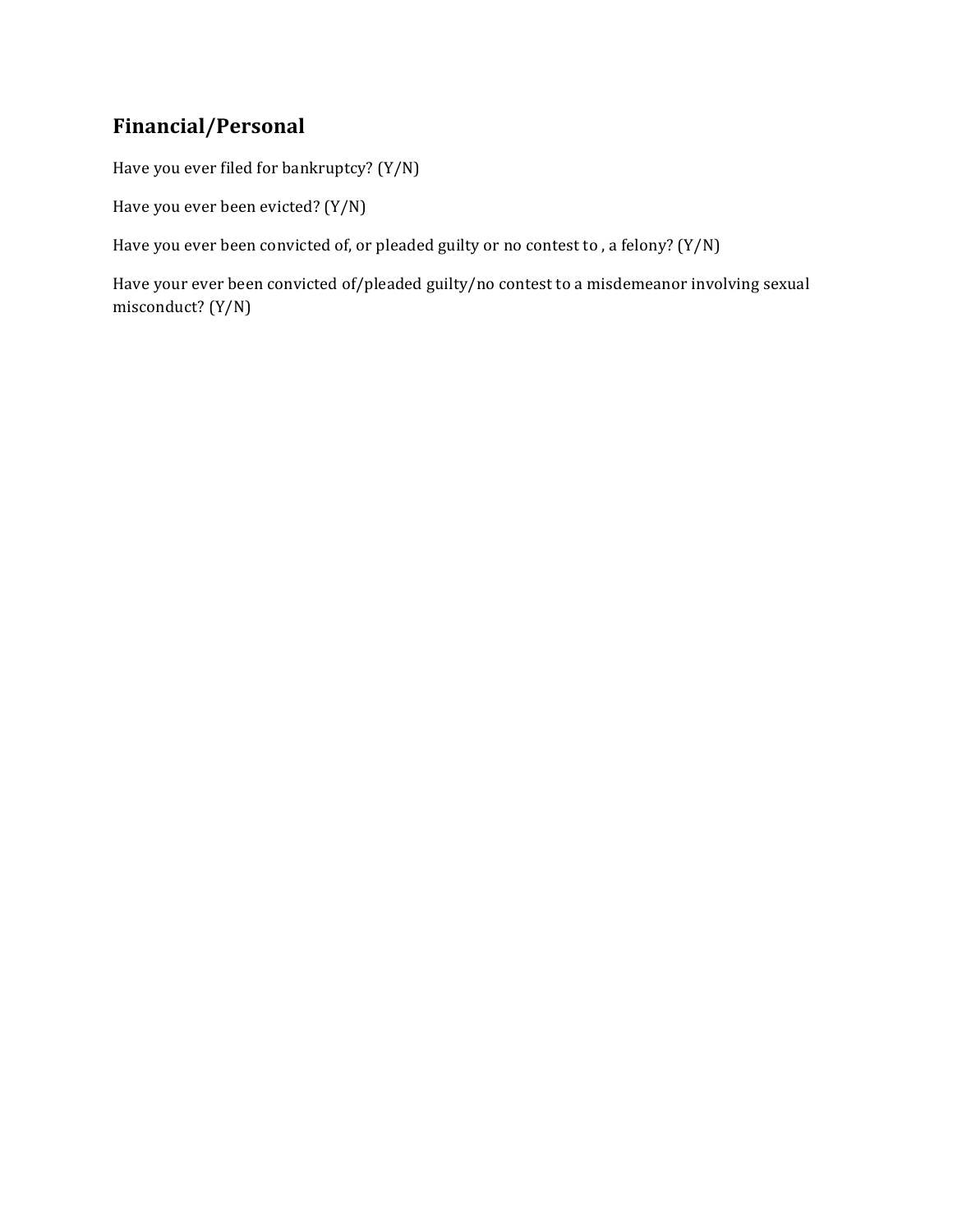## Financial/Personal

Have you ever filed for bankruptcy? (Y/N)

Have you ever been evicted? (Y/N)

Have you ever been convicted of, or pleaded guilty or no contest to , a felony? (Y/N)

Have your ever been convicted of/pleaded guilty/no contest to a misdemeanor involving sexual misconduct? (Y/N)